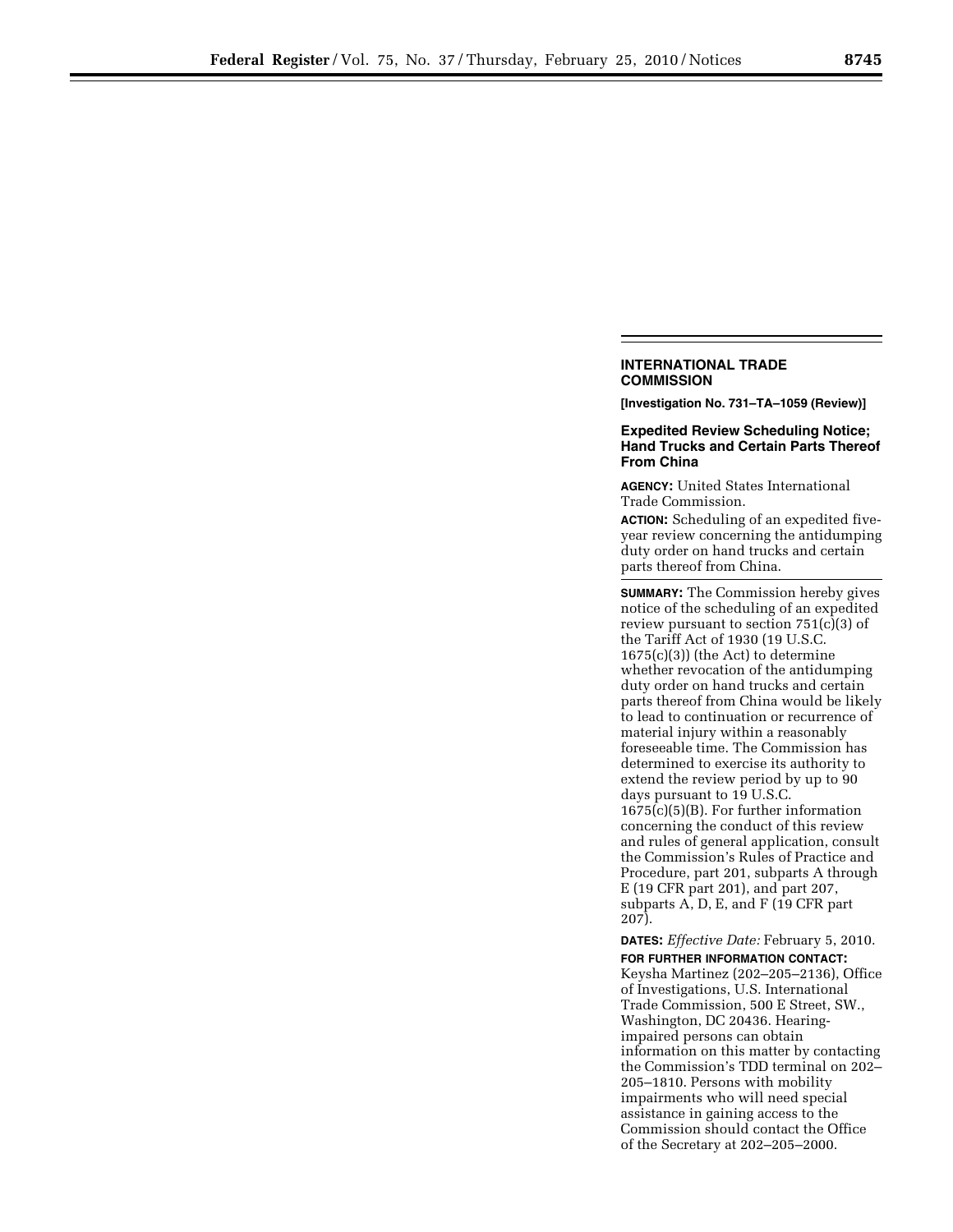## INTERNATIONAL TRADE COMMISSION

**[Investigation No. 731–TA–1059 (Review)]**

### Expedited Review Scheduling Notice; Hand Trucks and Certain Parts Thereof From China

**AGENCY:** United States International Trade Commission.

**ACTION:** Scheduling of an expedited five-year review concerning the antidumping duty order on hand trucks and certain parts thereof from China.

**SUMMARY:** The Commission hereby gives notice of the scheduling of an expedited review pursuant to section 751(c)(3) of the Tariff Act of 1930 (19 U.S.C. 1675(c)(3)) (the Act) to determine whether revocation of the antidumping duty order on hand trucks and certain parts thereof from China would be likely to lead to continuation or recurrence of material injury within a reasonably foreseeable time. The Commission has determined to exercise its authority to extend the review period by up to 90 days pursuant to 19 U.S.C. 1675(c)(5)(B). For further information concerning the conduct of this review and rules of general application, consult the Commission's Rules of Practice and Procedure, part 201, subparts A through E (19 CFR part 201), and part 207, subparts A, D, E, and F (19 CFR part 207).

**DATES:** *Effective Date:* February 5, 2010.

**FOR FURTHER INFORMATION CONTACT:** Keysha Martinez (202–205–2136), Office of Investigations, U.S. International Trade Commission, 500 E Street, SW., Washington, DC 20436. Hearing-impaired persons can obtain information on this matter by contacting the Commission's TDD terminal on 202–205–1810. Persons with mobility impairments who will need special assistance in gaining access to the Commission should contact the Office of the Secretary at 202–205–2000.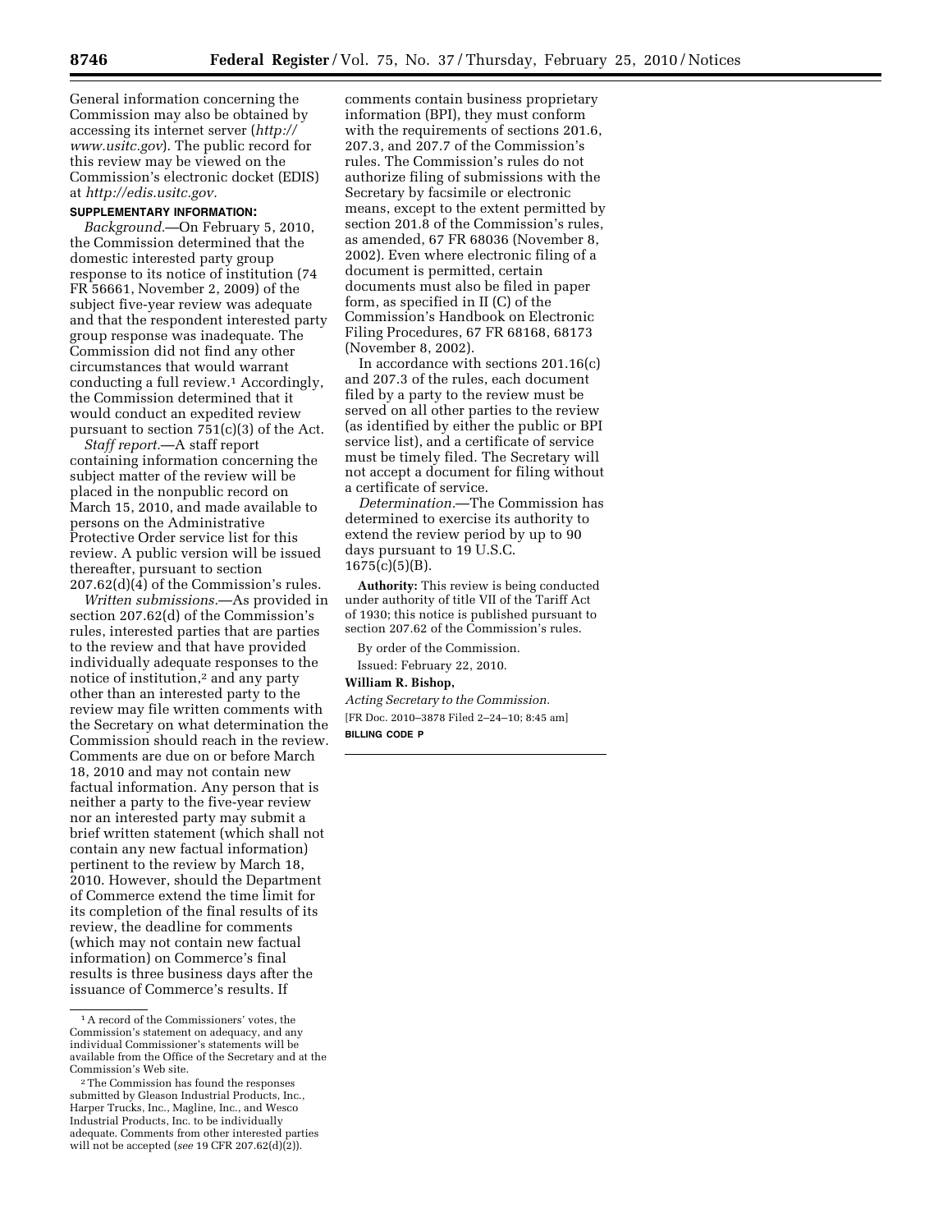General information concerning the Commission may also be obtained by accessing its internet server (*http://www.usitc.gov*). The public record for this review may be viewed on the Commission's electronic docket (EDIS) at *http://edis.usitc.gov.*

**SUPPLEMENTARY INFORMATION:**

*Background.*—On February 5, 2010, the Commission determined that the domestic interested party group response to its notice of institution (74 FR 56661, November 2, 2009) of the subject five-year review was adequate and that the respondent interested party group response was inadequate. The Commission did not find any other circumstances that would warrant conducting a full review.[1] Accordingly, the Commission determined that it would conduct an expedited review pursuant to section 751(c)(3) of the Act.

*Staff report.*—A staff report containing information concerning the subject matter of the review will be placed in the nonpublic record on March 15, 2010, and made available to persons on the Administrative Protective Order service list for this review. A public version will be issued thereafter, pursuant to section 207.62(d)(4) of the Commission's rules.

*Written submissions.*—As provided in section 207.62(d) of the Commission's rules, interested parties that are parties to the review and that have provided individually adequate responses to the notice of institution,[2] and any party other than an interested party to the review may file written comments with the Secretary on what determination the Commission should reach in the review. Comments are due on or before March 18, 2010 and may not contain new factual information. Any person that is neither a party to the five-year review nor an interested party may submit a brief written statement (which shall not contain any new factual information) pertinent to the review by March 18, 2010. However, should the Department of Commerce extend the time limit for its completion of the final results of its review, the deadline for comments (which may not contain new factual information) on Commerce's final results is three business days after the issuance of Commerce's results. If comments contain business proprietary information (BPI), they must conform with the requirements of sections 201.6, 207.3, and 207.7 of the Commission's rules. The Commission's rules do not authorize filing of submissions with the Secretary by facsimile or electronic means, except to the extent permitted by section 201.8 of the Commission's rules, as amended, 67 FR 68036 (November 8, 2002). Even where electronic filing of a document is permitted, certain documents must also be filed in paper form, as specified in II (C) of the Commission's Handbook on Electronic Filing Procedures, 67 FR 68168, 68173 (November 8, 2002).

In accordance with sections 201.16(c) and 207.3 of the rules, each document filed by a party to the review must be served on all other parties to the review (as identified by either the public or BPI service list), and a certificate of service must be timely filed. The Secretary will not accept a document for filing without a certificate of service.

*Determination.*—The Commission has determined to exercise its authority to extend the review period by up to 90 days pursuant to 19 U.S.C. 1675(c)(5)(B).

**Authority:** This review is being conducted under authority of title VII of the Tariff Act of 1930; this notice is published pursuant to section 207.62 of the Commission's rules.

By order of the Commission.

Issued: February 22, 2010.

**William R. Bishop,**

*Acting Secretary to the Commission.*

[FR Doc. 2010–3878 Filed 2–24–10; 8:45 am]

**BILLING CODE P**

---

[1] A record of the Commissioners' votes, the Commission's statement on adequacy, and any individual Commissioner's statements will be available from the Office of the Secretary and at the Commission's Web site.

[2] The Commission has found the responses submitted by Gleason Industrial Products, Inc., Harper Trucks, Inc., Magline, Inc., and Wesco Industrial Products, Inc. to be individually adequate. Comments from other interested parties will not be accepted (*see* 19 CFR 207.62(d)(2)).